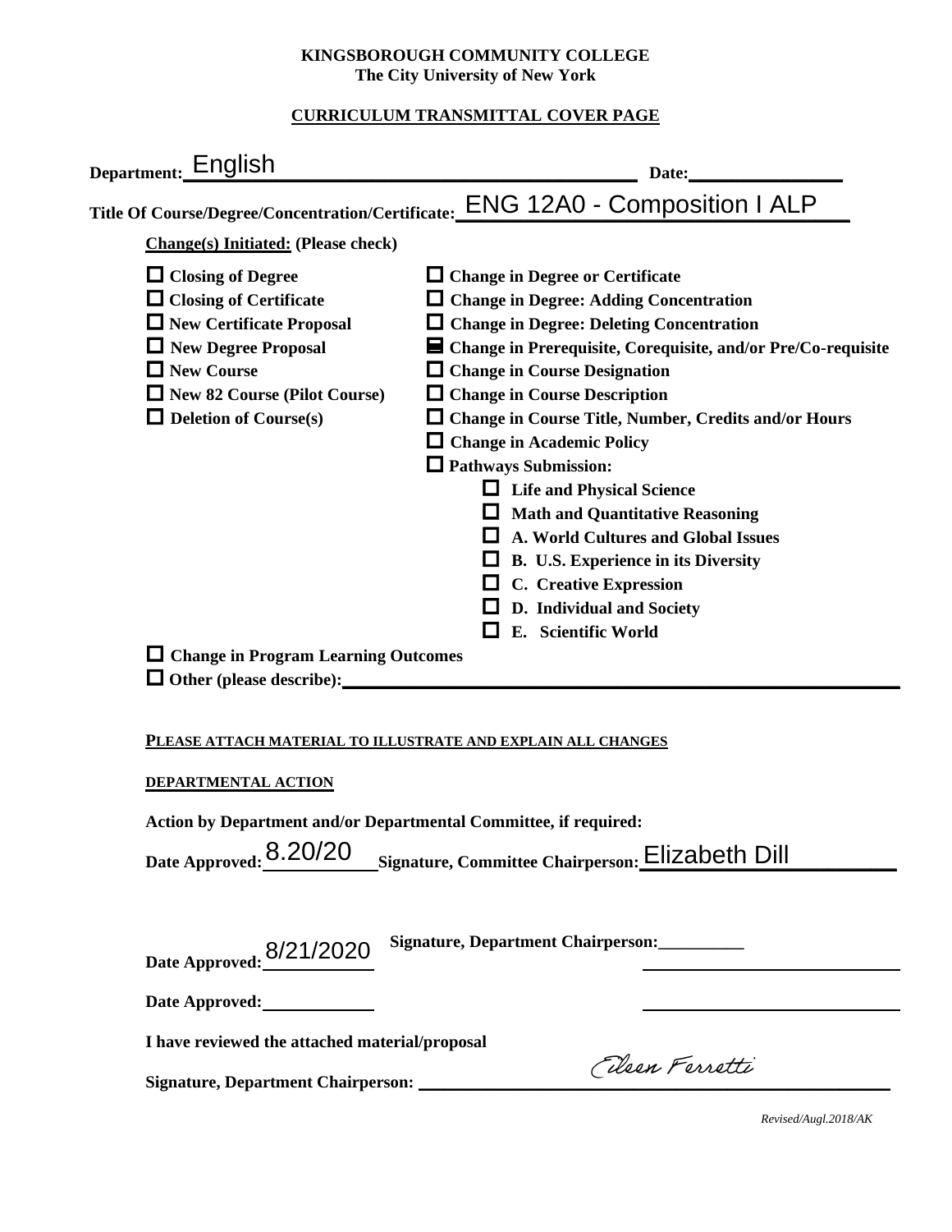**KINGSBOROUGH COMMUNITY COLLEGE**
**The City University of New York**

**CURRICULUM TRANSMITTAL COVER PAGE**

**Department:** English **Date:** ____________

**Title Of Course/Degree/Concentration/Certificate:** ENG 12A0 - Composition I ALP

**Change(s) Initiated: (Please check)**

- ☐ **Closing of Degree**
- ☐ **Closing of Certificate**
- ☐ **New Certificate Proposal**
- ☐ **New Degree Proposal**
- ☐ **New Course**
- ☐ **New 82 Course (Pilot Course)**
- ☐ **Deletion of Course(s)**
- ☐ **Change in Degree or Certificate**
- ☐ **Change in Degree: Adding Concentration**
- ☐ **Change in Degree: Deleting Concentration**
- ☒ **Change in Prerequisite, Corequisite, and/or Pre/Co-requisite**
- ☐ **Change in Course Designation**
- ☐ **Change in Course Description**
- ☐ **Change in Course Title, Number, Credits and/or Hours**
- ☐ **Change in Academic Policy**
- ☐ **Pathways Submission:**
  - ☐ **Life and Physical Science**
  - ☐ **Math and Quantitative Reasoning**
  - ☐ **A. World Cultures and Global Issues**
  - ☐ **B. U.S. Experience in its Diversity**
  - ☐ **C. Creative Expression**
  - ☐ **D. Individual and Society**
  - ☐ **E. Scientific World**
- ☐ **Change in Program Learning Outcomes**
- ☐ **Other (please describe):** ____________

**PLEASE ATTACH MATERIAL TO ILLUSTRATE AND EXPLAIN ALL CHANGES**

**DEPARTMENTAL ACTION**

**Action by Department and/or Departmental Committee, if required:**

**Date Approved:** 8.20/20 **Signature, Committee Chairperson:** Elizabeth Dill

**Date Approved:** 8/21/2020 **Signature, Department Chairperson:** ____________

**Date Approved:** ____________ ____________

**I have reviewed the attached material/proposal**

**Signature, Department Chairperson:** Eileen Ferretti

*Revised/Augl.2018/AK*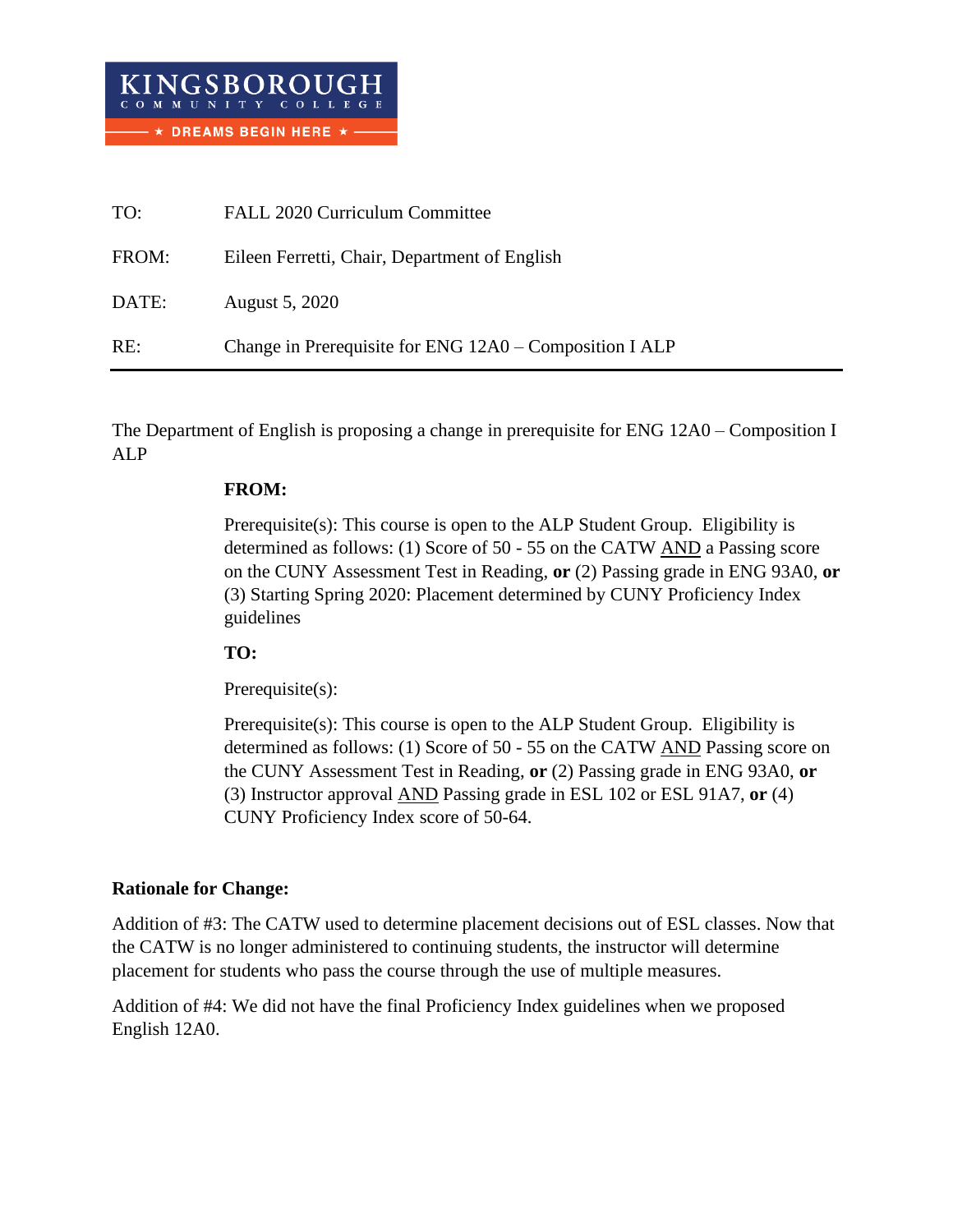KINGSBOROUGH COMMUNITY COLLEGE
★ DREAMS BEGIN HERE ★

| | |
|---|---|
| TO: | FALL 2020 Curriculum Committee |
| FROM: | Eileen Ferretti, Chair, Department of English |
| DATE: | August 5, 2020 |
| RE: | Change in Prerequisite for ENG 12A0 – Composition I ALP |

---

The Department of English is proposing a change in prerequisite for ENG 12A0 – Composition I ALP

**FROM:**

Prerequisite(s): This course is open to the ALP Student Group. Eligibility is determined as follows: (1) Score of 50 - 55 on the CATW AND a Passing score on the CUNY Assessment Test in Reading, **or** (2) Passing grade in ENG 93A0, **or** (3) Starting Spring 2020: Placement determined by CUNY Proficiency Index guidelines

**TO:**

Prerequisite(s):

Prerequisite(s): This course is open to the ALP Student Group. Eligibility is determined as follows: (1) Score of 50 - 55 on the CATW AND Passing score on the CUNY Assessment Test in Reading, **or** (2) Passing grade in ENG 93A0, **or** (3) Instructor approval AND Passing grade in ESL 102 or ESL 91A7, **or** (4) CUNY Proficiency Index score of 50-64.

**Rationale for Change:**

Addition of #3: The CATW used to determine placement decisions out of ESL classes. Now that the CATW is no longer administered to continuing students, the instructor will determine placement for students who pass the course through the use of multiple measures.

Addition of #4: We did not have the final Proficiency Index guidelines when we proposed English 12A0.